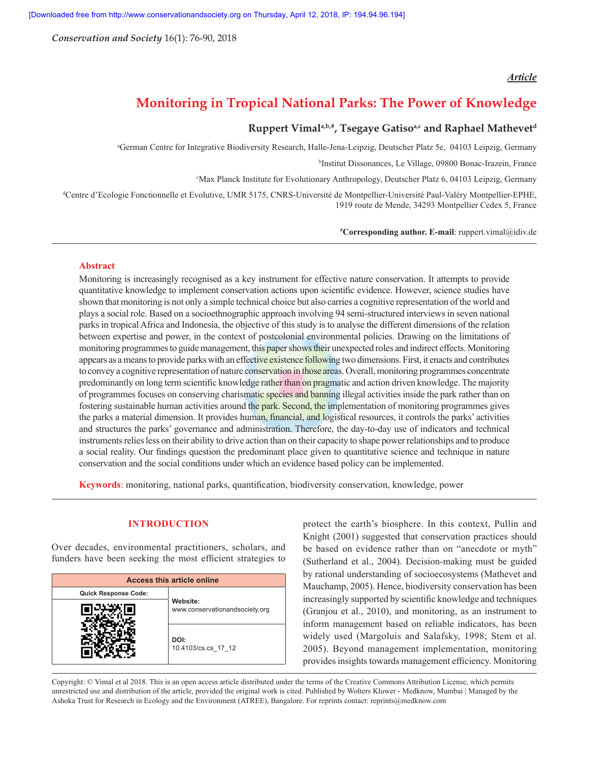*Article*

# Monitoring in Tropical National Parks: The Power of Knowledge

**Ruppert Vimal[a,b,#], Tsegaye Gatiso[a,c] and Raphael Mathevet[d]**

[a]German Centre for Integrative Biodiversity Research, Halle-Jena-Leipzig, Deutscher Platz 5e, 04103 Leipzig, Germany

[b]Institut Dissonances, Le Village, 09800 Bonac-Irazein, France

[c]Max Planck Institute for Evolutionary Anthropology, Deutscher Platz 6, 04103 Leipzig, Germany

[d]Centre d'Ecologie Fonctionnelle et Evolutive, UMR 5175, CNRS-Université de Montpellier-Université Paul-Valéry Montpellier-EPHE, 1919 route de Mende, 34293 Montpellier Cedex 5, France

[#]**Corresponding author. E-mail**: ruppert.vimal@idiv.de

## Abstract

Monitoring is increasingly recognised as a key instrument for effective nature conservation. It attempts to provide quantitative knowledge to implement conservation actions upon scientific evidence. However, science studies have shown that monitoring is not only a simple technical choice but also carries a cognitive representation of the world and plays a social role. Based on a socioethnographic approach involving 94 semi-structured interviews in seven national parks in tropical Africa and Indonesia, the objective of this study is to analyse the different dimensions of the relation between expertise and power, in the context of postcolonial environmental policies. Drawing on the limitations of monitoring programmes to guide management, this paper shows their unexpected roles and indirect effects. Monitoring appears as a means to provide parks with an effective existence following two dimensions. First, it enacts and contributes to convey a cognitive representation of nature conservation in those areas. Overall, monitoring programmes concentrate predominantly on long term scientific knowledge rather than on pragmatic and action driven knowledge. The majority of programmes focuses on conserving charismatic species and banning illegal activities inside the park rather than on fostering sustainable human activities around the park. Second, the implementation of monitoring programmes gives the parks a material dimension. It provides human, financial, and logistical resources, it controls the parks' activities and structures the parks' governance and administration. Therefore, the day-to-day use of indicators and technical instruments relies less on their ability to drive action than on their capacity to shape power relationships and to produce a social reality. Our findings question the predominant place given to quantitative science and technique in nature conservation and the social conditions under which an evidence based policy can be implemented.

**Keywords**: monitoring, national parks, quantification, biodiversity conservation, knowledge, power

## INTRODUCTION

Over decades, environmental practitioners, scholars, and funders have been seeking the most efficient strategies to protect the earth's biosphere. In this context, Pullin and Knight (2001) suggested that conservation practices should be based on evidence rather than on "anecdote or myth" (Sutherland et al., 2004). Decision-making must be guided by rational understanding of socioecosystems (Mathevet and Mauchamp, 2005). Hence, biodiversity conservation has been increasingly supported by scientific knowledge and techniques (Granjou et al., 2010), and monitoring, as an instrument to inform management based on reliable indicators, has been widely used (Margoluis and Salafsky, 1998; Stem et al. 2005). Beyond management implementation, monitoring provides insights towards management efficiency. Monitoring

| Access this article online | |
|---|---|
| Quick Response Code: | Website: www.conservationandsociety.org |
| | DOI: 10.4103/cs.cs_17_12 |

Copyright: © Vimal et al 2018. This is an open access article distributed under the terms of the Creative Commons Attribution License, which permits unrestricted use and distribution of the article, provided the original work is cited. Published by Wolters Kluwer - Medknow, Mumbai | Managed by the Ashoka Trust for Research in Ecology and the Environment (ATREE), Bangalore. For reprints contact: reprints@medknow.com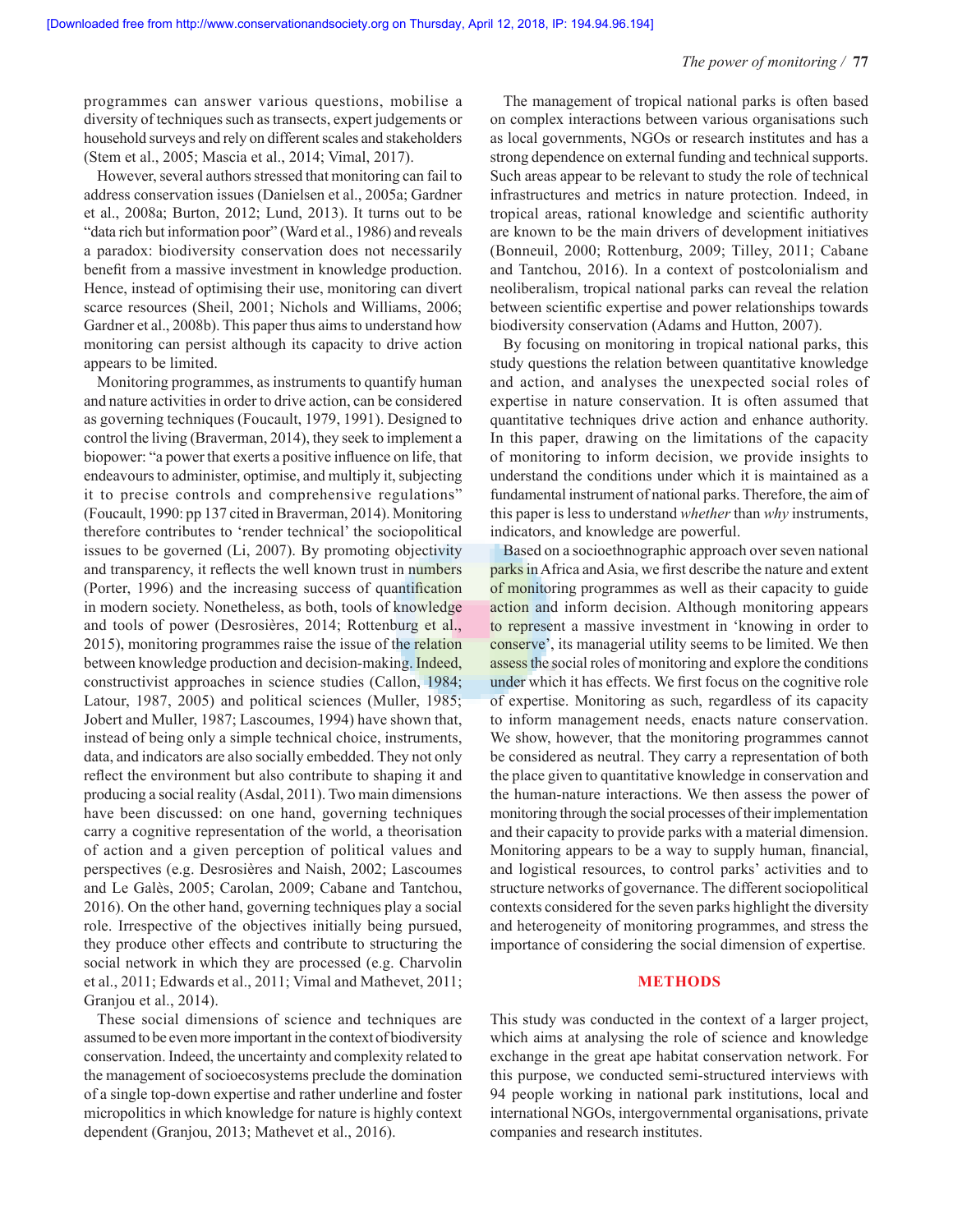programmes can answer various questions, mobilise a diversity of techniques such as transects, expert judgements or household surveys and rely on different scales and stakeholders (Stem et al., 2005; Mascia et al., 2014; Vimal, 2017).

However, several authors stressed that monitoring can fail to address conservation issues (Danielsen et al., 2005a; Gardner et al., 2008a; Burton, 2012; Lund, 2013). It turns out to be "data rich but information poor" (Ward et al., 1986) and reveals a paradox: biodiversity conservation does not necessarily benefit from a massive investment in knowledge production. Hence, instead of optimising their use, monitoring can divert scarce resources (Sheil, 2001; Nichols and Williams, 2006; Gardner et al., 2008b). This paper thus aims to understand how monitoring can persist although its capacity to drive action appears to be limited.

Monitoring programmes, as instruments to quantify human and nature activities in order to drive action, can be considered as governing techniques (Foucault, 1979, 1991). Designed to control the living (Braverman, 2014), they seek to implement a biopower: "a power that exerts a positive influence on life, that endeavours to administer, optimise, and multiply it, subjecting it to precise controls and comprehensive regulations" (Foucault, 1990: pp 137 cited in Braverman, 2014). Monitoring therefore contributes to 'render technical' the sociopolitical issues to be governed (Li, 2007). By promoting objectivity and transparency, it reflects the well known trust in numbers (Porter, 1996) and the increasing success of quantification in modern society. Nonetheless, as both, tools of knowledge and tools of power (Desrosières, 2014; Rottenburg et al., 2015), monitoring programmes raise the issue of the relation between knowledge production and decision-making. Indeed, constructivist approaches in science studies (Callon, 1984; Latour, 1987, 2005) and political sciences (Muller, 1985; Jobert and Muller, 1987; Lascoumes, 1994) have shown that, instead of being only a simple technical choice, instruments, data, and indicators are also socially embedded. They not only reflect the environment but also contribute to shaping it and producing a social reality (Asdal, 2011). Two main dimensions have been discussed: on one hand, governing techniques carry a cognitive representation of the world, a theorisation of action and a given perception of political values and perspectives (e.g. Desrosières and Naish, 2002; Lascoumes and Le Galès, 2005; Carolan, 2009; Cabane and Tantchou, 2016). On the other hand, governing techniques play a social role. Irrespective of the objectives initially being pursued, they produce other effects and contribute to structuring the social network in which they are processed (e.g. Charvolin et al., 2011; Edwards et al., 2011; Vimal and Mathevet, 2011; Granjou et al., 2014).

These social dimensions of science and techniques are assumed to be even more important in the context of biodiversity conservation. Indeed, the uncertainty and complexity related to the management of socioecosystems preclude the domination of a single top-down expertise and rather underline and foster micropolitics in which knowledge for nature is highly context dependent (Granjou, 2013; Mathevet et al., 2016).

The management of tropical national parks is often based on complex interactions between various organisations such as local governments, NGOs or research institutes and has a strong dependence on external funding and technical supports. Such areas appear to be relevant to study the role of technical infrastructures and metrics in nature protection. Indeed, in tropical areas, rational knowledge and scientific authority are known to be the main drivers of development initiatives (Bonneuil, 2000; Rottenburg, 2009; Tilley, 2011; Cabane and Tantchou, 2016). In a context of postcolonialism and neoliberalism, tropical national parks can reveal the relation between scientific expertise and power relationships towards biodiversity conservation (Adams and Hutton, 2007).

By focusing on monitoring in tropical national parks, this study questions the relation between quantitative knowledge and action, and analyses the unexpected social roles of expertise in nature conservation. It is often assumed that quantitative techniques drive action and enhance authority. In this paper, drawing on the limitations of the capacity of monitoring to inform decision, we provide insights to understand the conditions under which it is maintained as a fundamental instrument of national parks. Therefore, the aim of this paper is less to understand *whether* than *why* instruments, indicators, and knowledge are powerful.

Based on a socioethnographic approach over seven national parks in Africa and Asia, we first describe the nature and extent of monitoring programmes as well as their capacity to guide action and inform decision. Although monitoring appears to represent a massive investment in 'knowing in order to conserve', its managerial utility seems to be limited. We then assess the social roles of monitoring and explore the conditions under which it has effects. We first focus on the cognitive role of expertise. Monitoring as such, regardless of its capacity to inform management needs, enacts nature conservation. We show, however, that the monitoring programmes cannot be considered as neutral. They carry a representation of both the place given to quantitative knowledge in conservation and the human-nature interactions. We then assess the power of monitoring through the social processes of their implementation and their capacity to provide parks with a material dimension. Monitoring appears to be a way to supply human, financial, and logistical resources, to control parks' activities and to structure networks of governance. The different sociopolitical contexts considered for the seven parks highlight the diversity and heterogeneity of monitoring programmes, and stress the importance of considering the social dimension of expertise.

## METHODS

This study was conducted in the context of a larger project, which aims at analysing the role of science and knowledge exchange in the great ape habitat conservation network. For this purpose, we conducted semi-structured interviews with 94 people working in national park institutions, local and international NGOs, intergovernmental organisations, private companies and research institutes.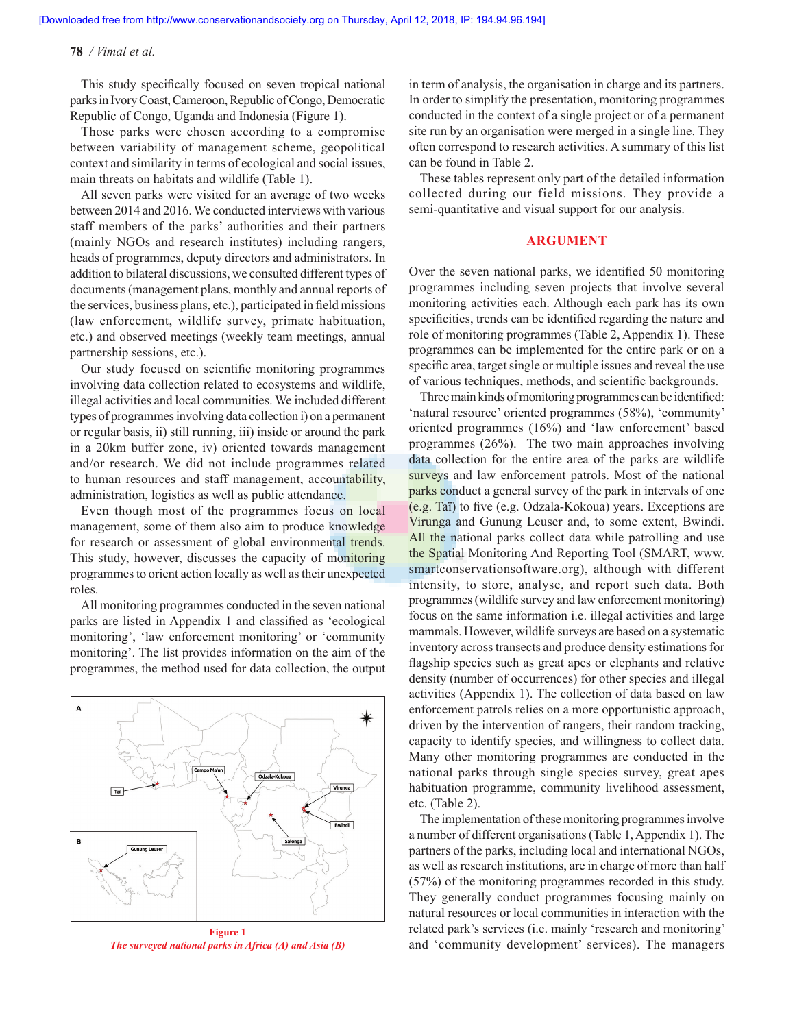This study specifically focused on seven tropical national parks in Ivory Coast, Cameroon, Republic of Congo, Democratic Republic of Congo, Uganda and Indonesia (Figure 1).

Those parks were chosen according to a compromise between variability of management scheme, geopolitical context and similarity in terms of ecological and social issues, main threats on habitats and wildlife (Table 1).

All seven parks were visited for an average of two weeks between 2014 and 2016. We conducted interviews with various staff members of the parks' authorities and their partners (mainly NGOs and research institutes) including rangers, heads of programmes, deputy directors and administrators. In addition to bilateral discussions, we consulted different types of documents (management plans, monthly and annual reports of the services, business plans, etc.), participated in field missions (law enforcement, wildlife survey, primate habituation, etc.) and observed meetings (weekly team meetings, annual partnership sessions, etc.).

Our study focused on scientific monitoring programmes involving data collection related to ecosystems and wildlife, illegal activities and local communities. We included different types of programmes involving data collection i) on a permanent or regular basis, ii) still running, iii) inside or around the park in a 20km buffer zone, iv) oriented towards management and/or research. We did not include programmes related to human resources and staff management, accountability, administration, logistics as well as public attendance.

Even though most of the programmes focus on local management, some of them also aim to produce knowledge for research or assessment of global environmental trends. This study, however, discusses the capacity of monitoring programmes to orient action locally as well as their unexpected roles.

All monitoring programmes conducted in the seven national parks are listed in Appendix 1 and classified as 'ecological monitoring', 'law enforcement monitoring' or 'community monitoring'. The list provides information on the aim of the programmes, the method used for data collection, the output in term of analysis, the organisation in charge and its partners. In order to simplify the presentation, monitoring programmes conducted in the context of a single project or of a permanent site run by an organisation were merged in a single line. They often correspond to research activities. A summary of this list can be found in Table 2.

These tables represent only part of the detailed information collected during our field missions. They provide a semi-quantitative and visual support for our analysis.

**Figure 1**
*The surveyed national parks in Africa (A) and Asia (B)*

## ARGUMENT

Over the seven national parks, we identified 50 monitoring programmes including seven projects that involve several monitoring activities each. Although each park has its own specificities, trends can be identified regarding the nature and role of monitoring programmes (Table 2, Appendix 1). These programmes can be implemented for the entire park or on a specific area, target single or multiple issues and reveal the use of various techniques, methods, and scientific backgrounds.

Three main kinds of monitoring programmes can be identified: 'natural resource' oriented programmes (58%), 'community' oriented programmes (16%) and 'law enforcement' based programmes (26%). The two main approaches involving data collection for the entire area of the parks are wildlife surveys and law enforcement patrols. Most of the national parks conduct a general survey of the park in intervals of one (e.g. Taï) to five (e.g. Odzala-Kokoua) years. Exceptions are Virunga and Gunung Leuser and, to some extent, Bwindi. All the national parks collect data while patrolling and use the Spatial Monitoring And Reporting Tool (SMART, www.smartconservationsoftware.org), although with different intensity, to store, analyse, and report such data. Both programmes (wildlife survey and law enforcement monitoring) focus on the same information i.e. illegal activities and large mammals. However, wildlife surveys are based on a systematic inventory across transects and produce density estimations for flagship species such as great apes or elephants and relative density (number of occurrences) for other species and illegal activities (Appendix 1). The collection of data based on law enforcement patrols relies on a more opportunistic approach, driven by the intervention of rangers, their random tracking, capacity to identify species, and willingness to collect data. Many other monitoring programmes are conducted in the national parks through single species survey, great apes habituation programme, community livelihood assessment, etc. (Table 2).

The implementation of these monitoring programmes involve a number of different organisations (Table 1, Appendix 1). The partners of the parks, including local and international NGOs, as well as research institutions, are in charge of more than half (57%) of the monitoring programmes recorded in this study. They generally conduct programmes focusing mainly on natural resources or local communities in interaction with the related park's services (i.e. mainly 'research and monitoring' and 'community development' services). The managers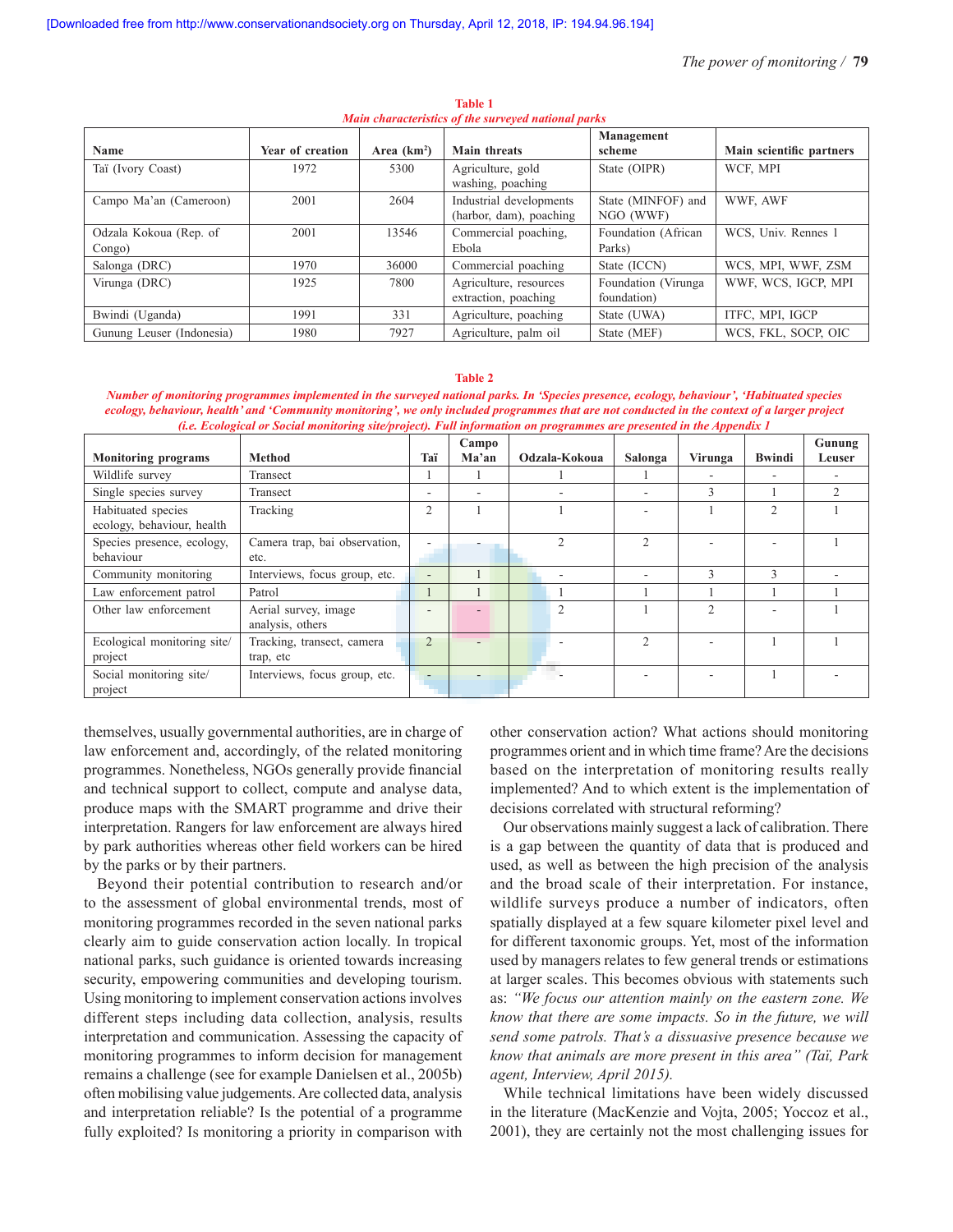**Table 1**
*Main characteristics of the surveyed national parks*

| Name | Year of creation | Area (km²) | Main threats | Management scheme | Main scientific partners |
|---|---|---|---|---|---|
| Taï (Ivory Coast) | 1972 | 5300 | Agriculture, gold washing, poaching | State (OIPR) | WCF, MPI |
| Campo Ma'an (Cameroon) | 2001 | 2604 | Industrial developments (harbor, dam), poaching | State (MINFOF) and NGO (WWF) | WWF, AWF |
| Odzala Kokoua (Rep. of Congo) | 2001 | 13546 | Commercial poaching, Ebola | Foundation (African Parks) | WCS, Univ. Rennes 1 |
| Salonga (DRC) | 1970 | 36000 | Commercial poaching | State (ICCN) | WCS, MPI, WWF, ZSM |
| Virunga (DRC) | 1925 | 7800 | Agriculture, resources extraction, poaching | Foundation (Virunga foundation) | WWF, WCS, IGCP, MPI |
| Bwindi (Uganda) | 1991 | 331 | Agriculture, poaching | State (UWA) | ITFC, MPI, IGCP |
| Gunung Leuser (Indonesia) | 1980 | 7927 | Agriculture, palm oil | State (MEF) | WCS, FKL, SOCP, OIC |

**Table 2**
*Number of monitoring programmes implemented in the surveyed national parks. In 'Species presence, ecology, behaviour', 'Habituated species ecology, behaviour, health' and 'Community monitoring', we only included programmes that are not conducted in the context of a larger project (i.e. Ecological or Social monitoring site/project). Full information on programmes are presented in the Appendix 1*

| Monitoring programs | Method | Taï | Campo Ma'an | Odzala-Kokoua | Salonga | Virunga | Bwindi | Gunung Leuser |
|---|---|---|---|---|---|---|---|---|
| Wildlife survey | Transect | 1 | 1 | 1 | 1 | - | - | - |
| Single species survey | Transect | - | - | - | - | 3 | 1 | 2 |
| Habituated species ecology, behaviour, health | Tracking | 2 | 1 | 1 | - | 1 | 2 | 1 |
| Species presence, ecology, behaviour | Camera trap, bai observation, etc. | - | - | 2 | 2 | - | - | 1 |
| Community monitoring | Interviews, focus group, etc. | - | 1 | - | - | 3 | 3 | - |
| Law enforcement patrol | Patrol | 1 | 1 | 1 | 1 | 1 | 1 | 1 |
| Other law enforcement | Aerial survey, image analysis, others | - | - | 2 | 1 | 2 | - | 1 |
| Ecological monitoring site/ project | Tracking, transect, camera trap, etc | 2 | - | - | 2 | - | 1 | 1 |
| Social monitoring site/ project | Interviews, focus group, etc. | - | - | - | - | - | 1 | - |

themselves, usually governmental authorities, are in charge of law enforcement and, accordingly, of the related monitoring programmes. Nonetheless, NGOs generally provide financial and technical support to collect, compute and analyse data, produce maps with the SMART programme and drive their interpretation. Rangers for law enforcement are always hired by park authorities whereas other field workers can be hired by the parks or by their partners.

Beyond their potential contribution to research and/or to the assessment of global environmental trends, most of monitoring programmes recorded in the seven national parks clearly aim to guide conservation action locally. In tropical national parks, such guidance is oriented towards increasing security, empowering communities and developing tourism. Using monitoring to implement conservation actions involves different steps including data collection, analysis, results interpretation and communication. Assessing the capacity of monitoring programmes to inform decision for management remains a challenge (see for example Danielsen et al., 2005b) often mobilising value judgements. Are collected data, analysis and interpretation reliable? Is the potential of a programme fully exploited? Is monitoring a priority in comparison with other conservation action? What actions should monitoring programmes orient and in which time frame? Are the decisions based on the interpretation of monitoring results really implemented? And to which extent is the implementation of decisions correlated with structural reforming?

Our observations mainly suggest a lack of calibration. There is a gap between the quantity of data that is produced and used, as well as between the high precision of the analysis and the broad scale of their interpretation. For instance, wildlife surveys produce a number of indicators, often spatially displayed at a few square kilometer pixel level and for different taxonomic groups. Yet, most of the information used by managers relates to few general trends or estimations at larger scales. This becomes obvious with statements such as: *"We focus our attention mainly on the eastern zone. We know that there are some impacts. So in the future, we will send some patrols. That's a dissuasive presence because we know that animals are more present in this area" (Taï, Park agent, Interview, April 2015).*

While technical limitations have been widely discussed in the literature (MacKenzie and Vojta, 2005; Yoccoz et al., 2001), they are certainly not the most challenging issues for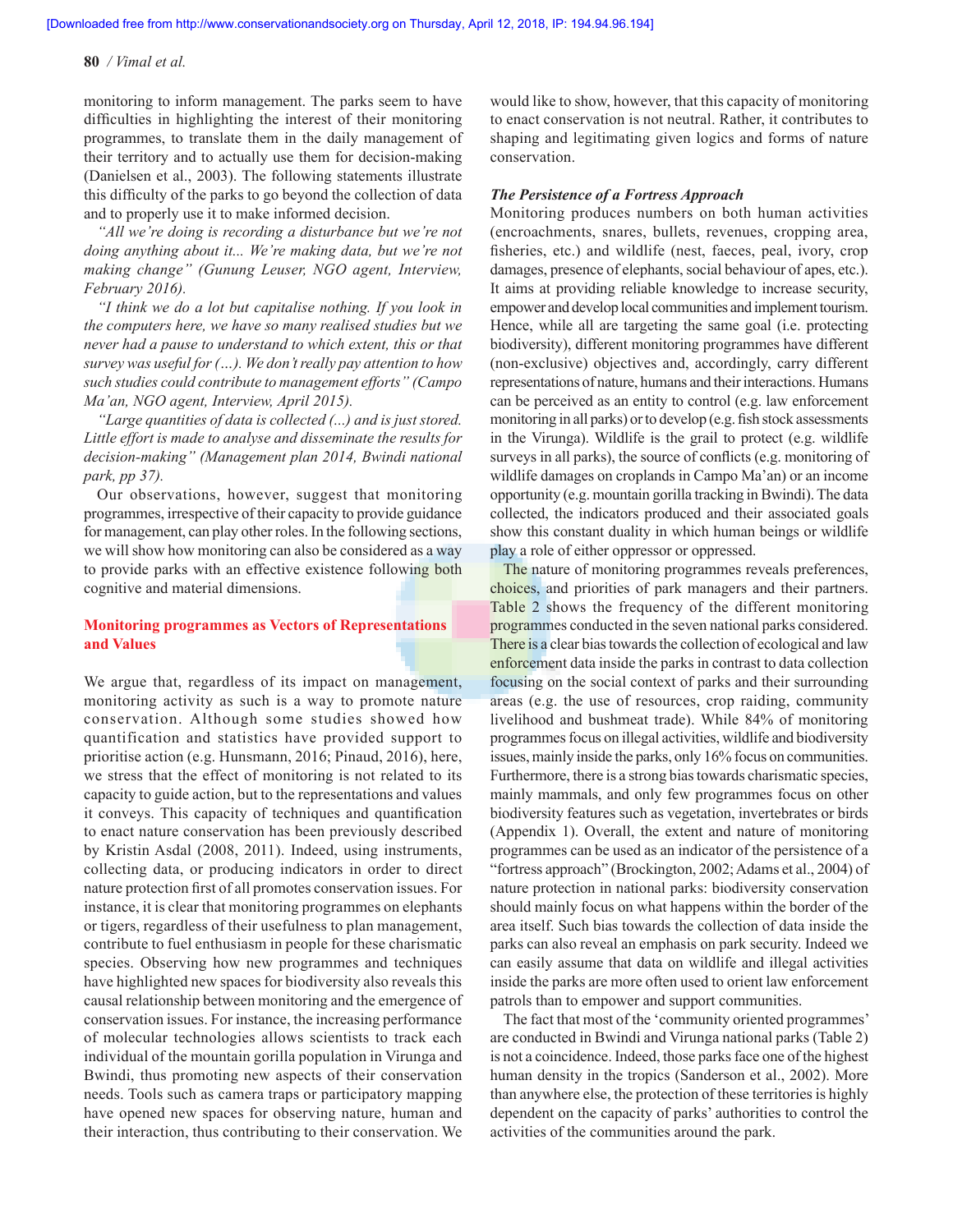monitoring to inform management. The parks seem to have difficulties in highlighting the interest of their monitoring programmes, to translate them in the daily management of their territory and to actually use them for decision-making (Danielsen et al., 2003). The following statements illustrate this difficulty of the parks to go beyond the collection of data and to properly use it to make informed decision.

*"All we're doing is recording a disturbance but we're not doing anything about it... We're making data, but we're not making change" (Gunung Leuser, NGO agent, Interview, February 2016).*

*"I think we do a lot but capitalise nothing. If you look in the computers here, we have so many realised studies but we never had a pause to understand to which extent, this or that survey was useful for (…). We don't really pay attention to how such studies could contribute to management efforts" (Campo Ma'an, NGO agent, Interview, April 2015).*

*"Large quantities of data is collected (...) and is just stored. Little effort is made to analyse and disseminate the results for decision-making" (Management plan 2014, Bwindi national park, pp 37).*

Our observations, however, suggest that monitoring programmes, irrespective of their capacity to provide guidance for management, can play other roles. In the following sections, we will show how monitoring can also be considered as a way to provide parks with an effective existence following both cognitive and material dimensions.

## Monitoring programmes as Vectors of Representations and Values

We argue that, regardless of its impact on management, monitoring activity as such is a way to promote nature conservation. Although some studies showed how quantification and statistics have provided support to prioritise action (e.g. Hunsmann, 2016; Pinaud, 2016), here, we stress that the effect of monitoring is not related to its capacity to guide action, but to the representations and values it conveys. This capacity of techniques and quantification to enact nature conservation has been previously described by Kristin Asdal (2008, 2011). Indeed, using instruments, collecting data, or producing indicators in order to direct nature protection first of all promotes conservation issues. For instance, it is clear that monitoring programmes on elephants or tigers, regardless of their usefulness to plan management, contribute to fuel enthusiasm in people for these charismatic species. Observing how new programmes and techniques have highlighted new spaces for biodiversity also reveals this causal relationship between monitoring and the emergence of conservation issues. For instance, the increasing performance of molecular technologies allows scientists to track each individual of the mountain gorilla population in Virunga and Bwindi, thus promoting new aspects of their conservation needs. Tools such as camera traps or participatory mapping have opened new spaces for observing nature, human and their interaction, thus contributing to their conservation. We would like to show, however, that this capacity of monitoring to enact conservation is not neutral. Rather, it contributes to shaping and legitimating given logics and forms of nature conservation.

### *The Persistence of a Fortress Approach*

Monitoring produces numbers on both human activities (encroachments, snares, bullets, revenues, cropping area, fisheries, etc.) and wildlife (nest, faeces, peal, ivory, crop damages, presence of elephants, social behaviour of apes, etc.). It aims at providing reliable knowledge to increase security, empower and develop local communities and implement tourism. Hence, while all are targeting the same goal (i.e. protecting biodiversity), different monitoring programmes have different (non-exclusive) objectives and, accordingly, carry different representations of nature, humans and their interactions. Humans can be perceived as an entity to control (e.g. law enforcement monitoring in all parks) or to develop (e.g. fish stock assessments in the Virunga). Wildlife is the grail to protect (e.g. wildlife surveys in all parks), the source of conflicts (e.g. monitoring of wildlife damages on croplands in Campo Ma'an) or an income opportunity (e.g. mountain gorilla tracking in Bwindi). The data collected, the indicators produced and their associated goals show this constant duality in which human beings or wildlife play a role of either oppressor or oppressed.

The nature of monitoring programmes reveals preferences, choices, and priorities of park managers and their partners. Table 2 shows the frequency of the different monitoring programmes conducted in the seven national parks considered. There is a clear bias towards the collection of ecological and law enforcement data inside the parks in contrast to data collection focusing on the social context of parks and their surrounding areas (e.g. the use of resources, crop raiding, community livelihood and bushmeat trade). While 84% of monitoring programmes focus on illegal activities, wildlife and biodiversity issues, mainly inside the parks, only 16% focus on communities. Furthermore, there is a strong bias towards charismatic species, mainly mammals, and only few programmes focus on other biodiversity features such as vegetation, invertebrates or birds (Appendix 1). Overall, the extent and nature of monitoring programmes can be used as an indicator of the persistence of a "fortress approach" (Brockington, 2002; Adams et al., 2004) of nature protection in national parks: biodiversity conservation should mainly focus on what happens within the border of the area itself. Such bias towards the collection of data inside the parks can also reveal an emphasis on park security. Indeed we can easily assume that data on wildlife and illegal activities inside the parks are more often used to orient law enforcement patrols than to empower and support communities.

The fact that most of the 'community oriented programmes' are conducted in Bwindi and Virunga national parks (Table 2) is not a coincidence. Indeed, those parks face one of the highest human density in the tropics (Sanderson et al., 2002). More than anywhere else, the protection of these territories is highly dependent on the capacity of parks' authorities to control the activities of the communities around the park.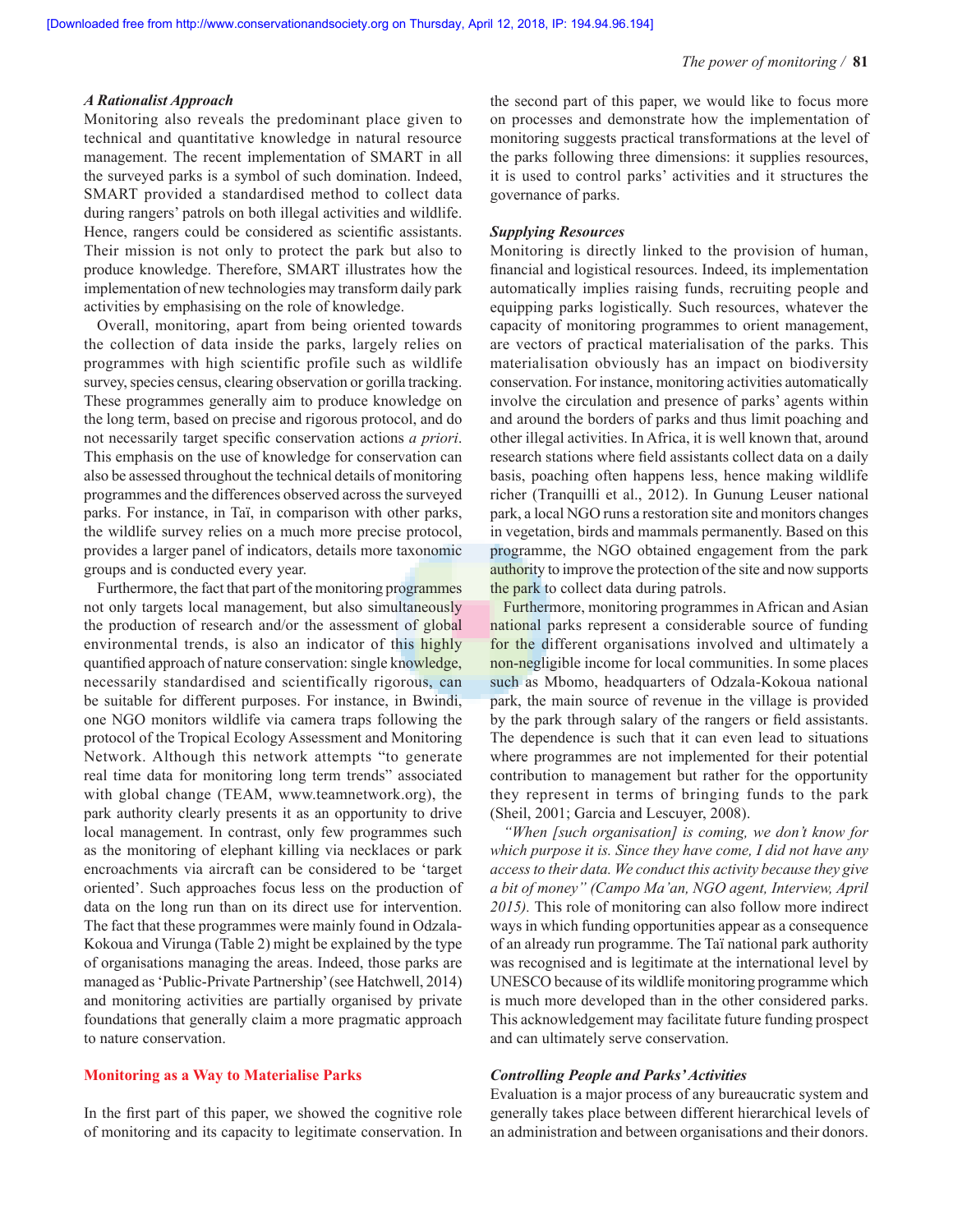### *A Rationalist Approach*

Monitoring also reveals the predominant place given to technical and quantitative knowledge in natural resource management. The recent implementation of SMART in all the surveyed parks is a symbol of such domination. Indeed, SMART provided a standardised method to collect data during rangers' patrols on both illegal activities and wildlife. Hence, rangers could be considered as scientific assistants. Their mission is not only to protect the park but also to produce knowledge. Therefore, SMART illustrates how the implementation of new technologies may transform daily park activities by emphasising on the role of knowledge.

Overall, monitoring, apart from being oriented towards the collection of data inside the parks, largely relies on programmes with high scientific profile such as wildlife survey, species census, clearing observation or gorilla tracking. These programmes generally aim to produce knowledge on the long term, based on precise and rigorous protocol, and do not necessarily target specific conservation actions *a priori*. This emphasis on the use of knowledge for conservation can also be assessed throughout the technical details of monitoring programmes and the differences observed across the surveyed parks. For instance, in Taï, in comparison with other parks, the wildlife survey relies on a much more precise protocol, provides a larger panel of indicators, details more taxonomic groups and is conducted every year.

Furthermore, the fact that part of the monitoring programmes not only targets local management, but also simultaneously the production of research and/or the assessment of global environmental trends, is also an indicator of this highly quantified approach of nature conservation: single knowledge, necessarily standardised and scientifically rigorous, can be suitable for different purposes. For instance, in Bwindi, one NGO monitors wildlife via camera traps following the protocol of the Tropical Ecology Assessment and Monitoring Network. Although this network attempts "to generate real time data for monitoring long term trends" associated with global change (TEAM, www.teamnetwork.org), the park authority clearly presents it as an opportunity to drive local management. In contrast, only few programmes such as the monitoring of elephant killing via necklaces or park encroachments via aircraft can be considered to be 'target oriented'. Such approaches focus less on the production of data on the long run than on its direct use for intervention. The fact that these programmes were mainly found in Odzala-Kokoua and Virunga (Table 2) might be explained by the type of organisations managing the areas. Indeed, those parks are managed as 'Public-Private Partnership' (see Hatchwell, 2014) and monitoring activities are partially organised by private foundations that generally claim a more pragmatic approach to nature conservation.

## Monitoring as a Way to Materialise Parks

In the first part of this paper, we showed the cognitive role of monitoring and its capacity to legitimate conservation. In the second part of this paper, we would like to focus more on processes and demonstrate how the implementation of monitoring suggests practical transformations at the level of the parks following three dimensions: it supplies resources, it is used to control parks' activities and it structures the governance of parks.

### *Supplying Resources*

Monitoring is directly linked to the provision of human, financial and logistical resources. Indeed, its implementation automatically implies raising funds, recruiting people and equipping parks logistically. Such resources, whatever the capacity of monitoring programmes to orient management, are vectors of practical materialisation of the parks. This materialisation obviously has an impact on biodiversity conservation. For instance, monitoring activities automatically involve the circulation and presence of parks' agents within and around the borders of parks and thus limit poaching and other illegal activities. In Africa, it is well known that, around research stations where field assistants collect data on a daily basis, poaching often happens less, hence making wildlife richer (Tranquilli et al., 2012). In Gunung Leuser national park, a local NGO runs a restoration site and monitors changes in vegetation, birds and mammals permanently. Based on this programme, the NGO obtained engagement from the park authority to improve the protection of the site and now supports the park to collect data during patrols.

Furthermore, monitoring programmes in African and Asian national parks represent a considerable source of funding for the different organisations involved and ultimately a non-negligible income for local communities. In some places such as Mbomo, headquarters of Odzala-Kokoua national park, the main source of revenue in the village is provided by the park through salary of the rangers or field assistants. The dependence is such that it can even lead to situations where programmes are not implemented for their potential contribution to management but rather for the opportunity they represent in terms of bringing funds to the park (Sheil, 2001; Garcia and Lescuyer, 2008).

*"When [such organisation] is coming, we don't know for which purpose it is. Since they have come, I did not have any access to their data. We conduct this activity because they give a bit of money" (Campo Ma'an, NGO agent, Interview, April 2015).* This role of monitoring can also follow more indirect ways in which funding opportunities appear as a consequence of an already run programme. The Taï national park authority was recognised and is legitimate at the international level by UNESCO because of its wildlife monitoring programme which is much more developed than in the other considered parks. This acknowledgement may facilitate future funding prospect and can ultimately serve conservation.

### *Controlling People and Parks' Activities*

Evaluation is a major process of any bureaucratic system and generally takes place between different hierarchical levels of an administration and between organisations and their donors.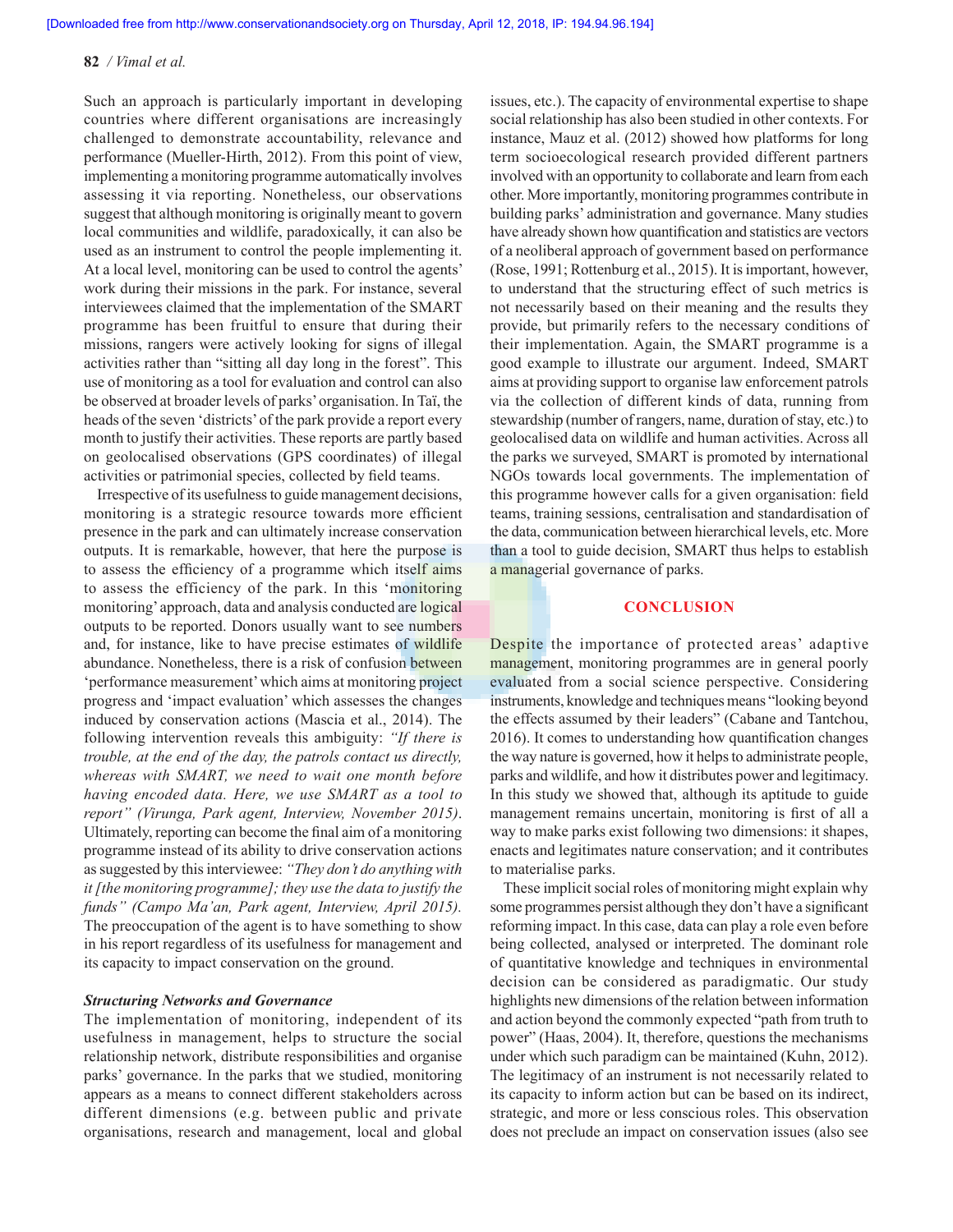Such an approach is particularly important in developing countries where different organisations are increasingly challenged to demonstrate accountability, relevance and performance (Mueller-Hirth, 2012). From this point of view, implementing a monitoring programme automatically involves assessing it via reporting. Nonetheless, our observations suggest that although monitoring is originally meant to govern local communities and wildlife, paradoxically, it can also be used as an instrument to control the people implementing it. At a local level, monitoring can be used to control the agents' work during their missions in the park. For instance, several interviewees claimed that the implementation of the SMART programme has been fruitful to ensure that during their missions, rangers were actively looking for signs of illegal activities rather than "sitting all day long in the forest". This use of monitoring as a tool for evaluation and control can also be observed at broader levels of parks' organisation. In Taï, the heads of the seven 'districts' of the park provide a report every month to justify their activities. These reports are partly based on geolocalised observations (GPS coordinates) of illegal activities or patrimonial species, collected by field teams.

Irrespective of its usefulness to guide management decisions, monitoring is a strategic resource towards more efficient presence in the park and can ultimately increase conservation outputs. It is remarkable, however, that here the purpose is to assess the efficiency of a programme which itself aims to assess the efficiency of the park. In this 'monitoring monitoring' approach, data and analysis conducted are logical outputs to be reported. Donors usually want to see numbers and, for instance, like to have precise estimates of wildlife abundance. Nonetheless, there is a risk of confusion between 'performance measurement' which aims at monitoring project progress and 'impact evaluation' which assesses the changes induced by conservation actions (Mascia et al., 2014). The following intervention reveals this ambiguity: *"If there is trouble, at the end of the day, the patrols contact us directly, whereas with SMART, we need to wait one month before having encoded data. Here, we use SMART as a tool to report" (Virunga, Park agent, Interview, November 2015)*. Ultimately, reporting can become the final aim of a monitoring programme instead of its ability to drive conservation actions as suggested by this interviewee: *"They don't do anything with it [the monitoring programme]; they use the data to justify the funds" (Campo Ma'an, Park agent, Interview, April 2015).* The preoccupation of the agent is to have something to show in his report regardless of its usefulness for management and its capacity to impact conservation on the ground.

### *Structuring Networks and Governance*

The implementation of monitoring, independent of its usefulness in management, helps to structure the social relationship network, distribute responsibilities and organise parks' governance. In the parks that we studied, monitoring appears as a means to connect different stakeholders across different dimensions (e.g. between public and private organisations, research and management, local and global issues, etc.). The capacity of environmental expertise to shape social relationship has also been studied in other contexts. For instance, Mauz et al. (2012) showed how platforms for long term socioecological research provided different partners involved with an opportunity to collaborate and learn from each other. More importantly, monitoring programmes contribute in building parks' administration and governance. Many studies have already shown how quantification and statistics are vectors of a neoliberal approach of government based on performance (Rose, 1991; Rottenburg et al., 2015). It is important, however, to understand that the structuring effect of such metrics is not necessarily based on their meaning and the results they provide, but primarily refers to the necessary conditions of their implementation. Again, the SMART programme is a good example to illustrate our argument. Indeed, SMART aims at providing support to organise law enforcement patrols via the collection of different kinds of data, running from stewardship (number of rangers, name, duration of stay, etc.) to geolocalised data on wildlife and human activities. Across all the parks we surveyed, SMART is promoted by international NGOs towards local governments. The implementation of this programme however calls for a given organisation: field teams, training sessions, centralisation and standardisation of the data, communication between hierarchical levels, etc. More than a tool to guide decision, SMART thus helps to establish a managerial governance of parks.

## CONCLUSION

Despite the importance of protected areas' adaptive management, monitoring programmes are in general poorly evaluated from a social science perspective. Considering instruments, knowledge and techniques means "looking beyond the effects assumed by their leaders" (Cabane and Tantchou, 2016). It comes to understanding how quantification changes the way nature is governed, how it helps to administrate people, parks and wildlife, and how it distributes power and legitimacy. In this study we showed that, although its aptitude to guide management remains uncertain, monitoring is first of all a way to make parks exist following two dimensions: it shapes, enacts and legitimates nature conservation; and it contributes to materialise parks.

These implicit social roles of monitoring might explain why some programmes persist although they don't have a significant reforming impact. In this case, data can play a role even before being collected, analysed or interpreted. The dominant role of quantitative knowledge and techniques in environmental decision can be considered as paradigmatic. Our study highlights new dimensions of the relation between information and action beyond the commonly expected "path from truth to power" (Haas, 2004). It, therefore, questions the mechanisms under which such paradigm can be maintained (Kuhn, 2012). The legitimacy of an instrument is not necessarily related to its capacity to inform action but can be based on its indirect, strategic, and more or less conscious roles. This observation does not preclude an impact on conservation issues (also see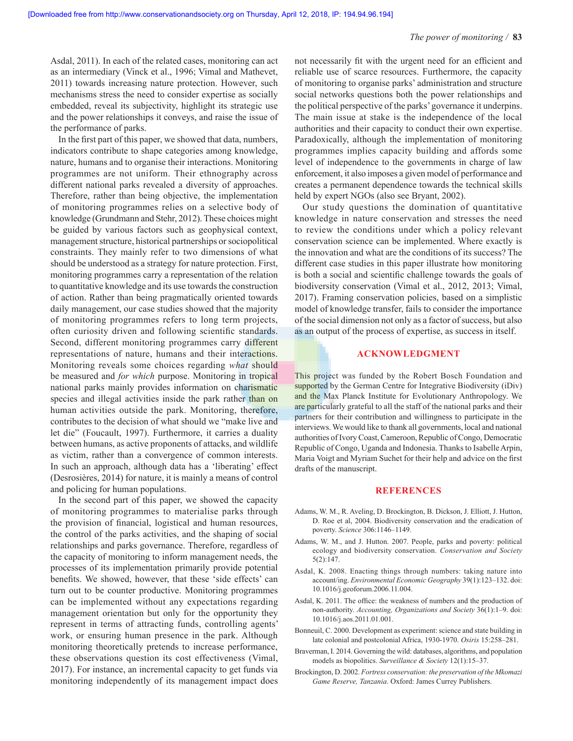Asdal, 2011). In each of the related cases, monitoring can act as an intermediary (Vinck et al., 1996; Vimal and Mathevet, 2011) towards increasing nature protection. However, such mechanisms stress the need to consider expertise as socially embedded, reveal its subjectivity, highlight its strategic use and the power relationships it conveys, and raise the issue of the performance of parks.

In the first part of this paper, we showed that data, numbers, indicators contribute to shape categories among knowledge, nature, humans and to organise their interactions. Monitoring programmes are not uniform. Their ethnography across different national parks revealed a diversity of approaches. Therefore, rather than being objective, the implementation of monitoring programmes relies on a selective body of knowledge (Grundmann and Stehr, 2012). These choices might be guided by various factors such as geophysical context, management structure, historical partnerships or sociopolitical constraints. They mainly refer to two dimensions of what should be understood as a strategy for nature protection. First, monitoring programmes carry a representation of the relation to quantitative knowledge and its use towards the construction of action. Rather than being pragmatically oriented towards daily management, our case studies showed that the majority of monitoring programmes refers to long term projects, often curiosity driven and following scientific standards. Second, different monitoring programmes carry different representations of nature, humans and their interactions. Monitoring reveals some choices regarding *what* should be measured and *for which* purpose. Monitoring in tropical national parks mainly provides information on charismatic species and illegal activities inside the park rather than on human activities outside the park. Monitoring, therefore, contributes to the decision of what should we "make live and let die" (Foucault, 1997). Furthermore, it carries a duality between humans, as active proponents of attacks, and wildlife as victim, rather than a convergence of common interests. In such an approach, although data has a 'liberating' effect (Desrosières, 2014) for nature, it is mainly a means of control and policing for human populations.

In the second part of this paper, we showed the capacity of monitoring programmes to materialise parks through the provision of financial, logistical and human resources, the control of the parks activities, and the shaping of social relationships and parks governance. Therefore, regardless of the capacity of monitoring to inform management needs, the processes of its implementation primarily provide potential benefits. We showed, however, that these 'side effects' can turn out to be counter productive. Monitoring programmes can be implemented without any expectations regarding management orientation but only for the opportunity they represent in terms of attracting funds, controlling agents' work, or ensuring human presence in the park. Although monitoring theoretically pretends to increase performance, these observations question its cost effectiveness (Vimal, 2017). For instance, an incremental capacity to get funds via monitoring independently of its management impact does not necessarily fit with the urgent need for an efficient and reliable use of scarce resources. Furthermore, the capacity of monitoring to organise parks' administration and structure social networks questions both the power relationships and the political perspective of the parks' governance it underpins. The main issue at stake is the independence of the local authorities and their capacity to conduct their own expertise. Paradoxically, although the implementation of monitoring programmes implies capacity building and affords some level of independence to the governments in charge of law enforcement, it also imposes a given model of performance and creates a permanent dependence towards the technical skills held by expert NGOs (also see Bryant, 2002).

Our study questions the domination of quantitative knowledge in nature conservation and stresses the need to review the conditions under which a policy relevant conservation science can be implemented. Where exactly is the innovation and what are the conditions of its success? The different case studies in this paper illustrate how monitoring is both a social and scientific challenge towards the goals of biodiversity conservation (Vimal et al., 2012, 2013; Vimal, 2017). Framing conservation policies, based on a simplistic model of knowledge transfer, fails to consider the importance of the social dimension not only as a factor of success, but also as an output of the process of expertise, as success in itself.

## ACKNOWLEDGMENT

This project was funded by the Robert Bosch Foundation and supported by the German Centre for Integrative Biodiversity (iDiv) and the Max Planck Institute for Evolutionary Anthropology. We are particularly grateful to all the staff of the national parks and their partners for their contribution and willingness to participate in the interviews. We would like to thank all governments, local and national authorities of Ivory Coast, Cameroon, Republic of Congo, Democratic Republic of Congo, Uganda and Indonesia. Thanks to Isabelle Arpin, Maria Voigt and Myriam Suchet for their help and advice on the first drafts of the manuscript.

## REFERENCES

Adams, W. M., R. Aveling, D. Brockington, B. Dickson, J. Elliott, J. Hutton, D. Roe et al, 2004. Biodiversity conservation and the eradication of poverty. *Science* 306:1146–1149.

Adams, W. M., and J. Hutton. 2007. People, parks and poverty: political ecology and biodiversity conservation. *Conservation and Society* 5(2):147.

Asdal, K. 2008. Enacting things through numbers: taking nature into account/ing. *Environmental Economic Geography* 39(1):123–132. doi: 10.1016/j.geoforum.2006.11.004.

Asdal, K. 2011. The office: the weakness of numbers and the production of non-authority. *Accounting, Organizations and Society* 36(1):1–9. doi: 10.1016/j.aos.2011.01.001.

Bonneuil, C. 2000. Development as experiment: science and state building in late colonial and postcolonial Africa, 1930-1970. *Osiris* 15:258–281.

Braverman, I. 2014. Governing the wild: databases, algorithms, and population models as biopolitics. *Surveillance & Society* 12(1):15–37.

Brockington, D. 2002. *Fortress conservation: the preservation of the Mkomazi Game Reserve, Tanzania*. Oxford: James Currey Publishers.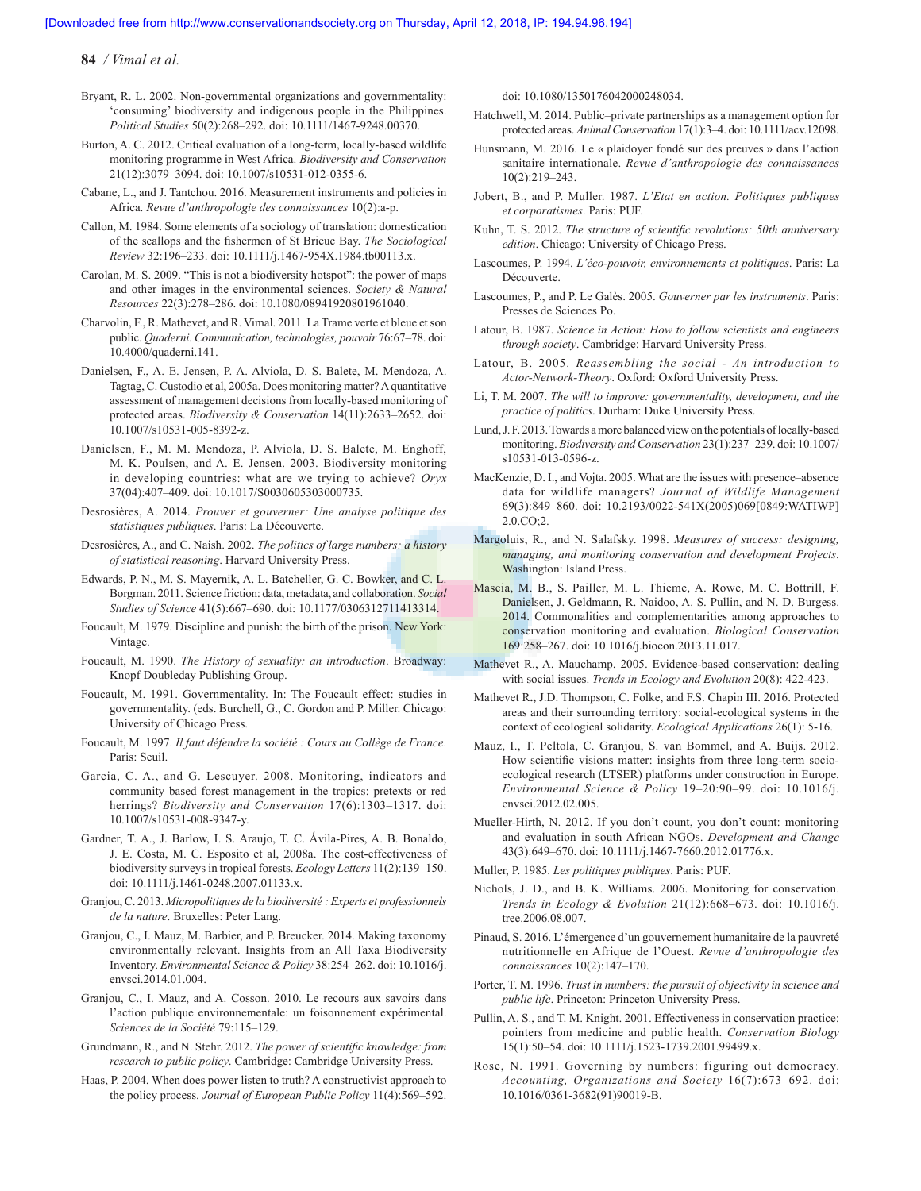Bryant, R. L. 2002. Non-governmental organizations and governmentality: 'consuming' biodiversity and indigenous people in the Philippines. *Political Studies* 50(2):268–292. doi: 10.1111/1467-9248.00370.

Burton, A. C. 2012. Critical evaluation of a long-term, locally-based wildlife monitoring programme in West Africa. *Biodiversity and Conservation* 21(12):3079–3094. doi: 10.1007/s10531-012-0355-6.

Cabane, L., and J. Tantchou. 2016. Measurement instruments and policies in Africa. *Revue d'anthropologie des connaissances* 10(2):a-p.

Callon, M. 1984. Some elements of a sociology of translation: domestication of the scallops and the fishermen of St Brieuc Bay. *The Sociological Review* 32:196–233. doi: 10.1111/j.1467-954X.1984.tb00113.x.

Carolan, M. S. 2009. "This is not a biodiversity hotspot": the power of maps and other images in the environmental sciences. *Society & Natural Resources* 22(3):278–286. doi: 10.1080/08941920801961040.

Charvolin, F., R. Mathevet, and R. Vimal. 2011. La Trame verte et bleue et son public. *Quaderni. Communication, technologies, pouvoir* 76:67–78. doi: 10.4000/quaderni.141.

Danielsen, F., A. E. Jensen, P. A. Alviola, D. S. Balete, M. Mendoza, A. Tagtag, C. Custodio et al, 2005a. Does monitoring matter? A quantitative assessment of management decisions from locally-based monitoring of protected areas. *Biodiversity & Conservation* 14(11):2633–2652. doi: 10.1007/s10531-005-8392-z.

Danielsen, F., M. M. Mendoza, P. Alviola, D. S. Balete, M. Enghoff, M. K. Poulsen, and A. E. Jensen. 2003. Biodiversity monitoring in developing countries: what are we trying to achieve? *Oryx* 37(04):407–409. doi: 10.1017/S0030605303000735.

Desrosières, A. 2014. *Prouver et gouverner: Une analyse politique des statistiques publiques*. Paris: La Découverte.

Desrosières, A., and C. Naish. 2002. *The politics of large numbers: a history of statistical reasoning*. Harvard University Press.

Edwards, P. N., M. S. Mayernik, A. L. Batcheller, G. C. Bowker, and C. L. Borgman. 2011. Science friction: data, metadata, and collaboration. *Social Studies of Science* 41(5):667–690. doi: 10.1177/0306312711413314.

Foucault, M. 1979. Discipline and punish: the birth of the prison. New York: Vintage.

Foucault, M. 1990. *The History of sexuality: an introduction*. Broadway: Knopf Doubleday Publishing Group.

Foucault, M. 1991. Governmentality. In: The Foucault effect: studies in governmentality. (eds. Burchell, G., C. Gordon and P. Miller. Chicago: University of Chicago Press.

Foucault, M. 1997. *Il faut défendre la société : Cours au Collège de France*. Paris: Seuil.

Garcia, C. A., and G. Lescuyer. 2008. Monitoring, indicators and community based forest management in the tropics: pretexts or red herrings? *Biodiversity and Conservation* 17(6):1303–1317. doi: 10.1007/s10531-008-9347-y.

Gardner, T. A., J. Barlow, I. S. Araujo, T. C. Ávila-Pires, A. B. Bonaldo, J. E. Costa, M. C. Esposito et al, 2008a. The cost-effectiveness of biodiversity surveys in tropical forests. *Ecology Letters* 11(2):139–150. doi: 10.1111/j.1461-0248.2007.01133.x.

Granjou, C. 2013. *Micropolitiques de la biodiversité : Experts et professionnels de la nature*. Bruxelles: Peter Lang.

Granjou, C., I. Mauz, M. Barbier, and P. Breucker. 2014. Making taxonomy environmentally relevant. Insights from an All Taxa Biodiversity Inventory. *Environmental Science & Policy* 38:254–262. doi: 10.1016/j.envsci.2014.01.004.

Granjou, C., I. Mauz, and A. Cosson. 2010. Le recours aux savoirs dans l'action publique environnementale: un foisonnement expérimental. *Sciences de la Société* 79:115–129.

Grundmann, R., and N. Stehr. 2012. *The power of scientific knowledge: from research to public policy*. Cambridge: Cambridge University Press.

Haas, P. 2004. When does power listen to truth? A constructivist approach to the policy process. *Journal of European Public Policy* 11(4):569–592. doi: 10.1080/1350176042000248034.

Hatchwell, M. 2014. Public–private partnerships as a management option for protected areas. *Animal Conservation* 17(1):3–4. doi: 10.1111/acv.12098.

Hunsmann, M. 2016. Le « plaidoyer fondé sur des preuves » dans l'action sanitaire internationale. *Revue d'anthropologie des connaissances* 10(2):219–243.

Jobert, B., and P. Muller. 1987. *L'Etat en action. Politiques publiques et corporatismes*. Paris: PUF.

Kuhn, T. S. 2012. *The structure of scientific revolutions: 50th anniversary edition*. Chicago: University of Chicago Press.

Lascoumes, P. 1994. *L'éco-pouvoir, environnements et politiques*. Paris: La Découverte.

Lascoumes, P., and P. Le Galès. 2005. *Gouverner par les instruments*. Paris: Presses de Sciences Po.

Latour, B. 1987. *Science in Action: How to follow scientists and engineers through society*. Cambridge: Harvard University Press.

Latour, B. 2005. *Reassembling the social - An introduction to Actor-Network-Theory*. Oxford: Oxford University Press.

Li, T. M. 2007. *The will to improve: governmentality, development, and the practice of politics*. Durham: Duke University Press.

Lund, J. F. 2013. Towards a more balanced view on the potentials of locally-based monitoring. *Biodiversity and Conservation* 23(1):237–239. doi: 10.1007/s10531-013-0596-z.

MacKenzie, D. I., and Vojta. 2005. What are the issues with presence–absence data for wildlife managers? *Journal of Wildlife Management* 69(3):849–860. doi: 10.2193/0022-541X(2005)069[0849:WATIWP]2.0.CO;2.

Margoluis, R., and N. Salafsky. 1998. *Measures of success: designing, managing, and monitoring conservation and development Projects*. Washington: Island Press.

Mascia, M. B., S. Pailler, M. L. Thieme, A. Rowe, M. C. Bottrill, F. Danielsen, J. Geldmann, R. Naidoo, A. S. Pullin, and N. D. Burgess. 2014. Commonalities and complementarities among approaches to conservation monitoring and evaluation. *Biological Conservation* 169:258–267. doi: 10.1016/j.biocon.2013.11.017.

Mathevet R., A. Mauchamp. 2005. Evidence-based conservation: dealing with social issues. *Trends in Ecology and Evolution* 20(8): 422-423.

Mathevet R.**,** J.D. Thompson, C. Folke, and F.S. Chapin III. 2016. Protected areas and their surrounding territory: social-ecological systems in the context of ecological solidarity. *Ecological Applications* 26(1): 5-16.

Mauz, I., T. Peltola, C. Granjou, S. van Bommel, and A. Buijs. 2012. How scientific visions matter: insights from three long-term socio-ecological research (LTSER) platforms under construction in Europe. *Environmental Science & Policy* 19–20:90–99. doi: 10.1016/j.envsci.2012.02.005.

Mueller-Hirth, N. 2012. If you don't count, you don't count: monitoring and evaluation in south African NGOs. *Development and Change* 43(3):649–670. doi: 10.1111/j.1467-7660.2012.01776.x.

Muller, P. 1985. *Les politiques publiques*. Paris: PUF.

Nichols, J. D., and B. K. Williams. 2006. Monitoring for conservation. *Trends in Ecology & Evolution* 21(12):668–673. doi: 10.1016/j.tree.2006.08.007.

Pinaud, S. 2016. L'émergence d'un gouvernement humanitaire de la pauvreté nutritionnelle en Afrique de l'Ouest. *Revue d'anthropologie des connaissances* 10(2):147–170.

Porter, T. M. 1996. *Trust in numbers: the pursuit of objectivity in science and public life*. Princeton: Princeton University Press.

Pullin, A. S., and T. M. Knight. 2001. Effectiveness in conservation practice: pointers from medicine and public health. *Conservation Biology* 15(1):50–54. doi: 10.1111/j.1523-1739.2001.99499.x.

Rose, N. 1991. Governing by numbers: figuring out democracy. *Accounting, Organizations and Society* 16(7):673–692. doi: 10.1016/0361-3682(91)90019-B.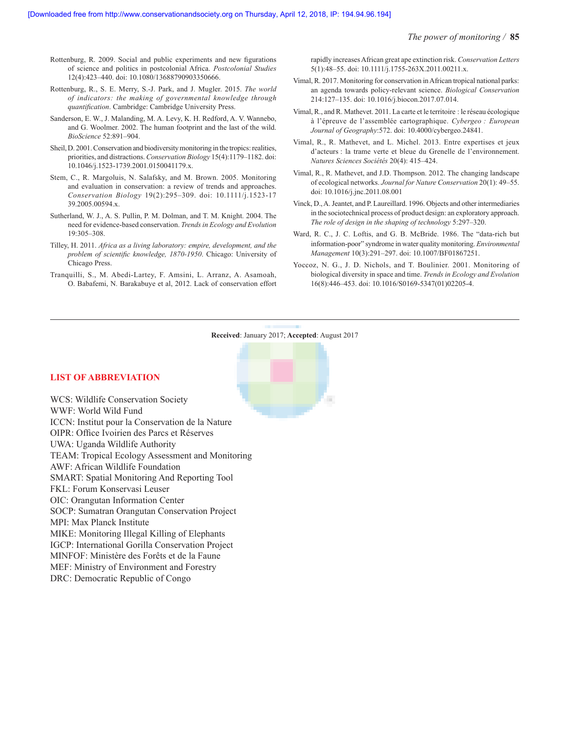Rottenburg, R. 2009. Social and public experiments and new figurations of science and politics in postcolonial Africa. *Postcolonial Studies* 12(4):423–440. doi: 10.1080/13688790903350666.

Rottenburg, R., S. E. Merry, S.-J. Park, and J. Mugler. 2015. *The world of indicators: the making of governmental knowledge through quantification*. Cambridge: Cambridge University Press.

Sanderson, E. W., J. Malanding, M. A. Levy, K. H. Redford, A. V. Wannebo, and G. Woolmer. 2002. The human footprint and the last of the wild. *BioScience* 52:891–904.

Sheil, D. 2001. Conservation and biodiversity monitoring in the tropics: realities, priorities, and distractions. *Conservation Biology* 15(4):1179–1182. doi: 10.1046/j.1523-1739.2001.0150041179.x.

Stem, C., R. Margoluis, N. Salafsky, and M. Brown. 2005. Monitoring and evaluation in conservation: a review of trends and approaches. *Conservation Biology* 19(2):295–309. doi: 10.1111/j.1523-1739.2005.00594.x.

Sutherland, W. J., A. S. Pullin, P. M. Dolman, and T. M. Knight. 2004. The need for evidence-based conservation. *Trends in Ecology and Evolution* 19:305–308.

Tilley, H. 2011. *Africa as a living laboratory: empire, development, and the problem of scientific knowledge, 1870-1950*. Chicago: University of Chicago Press.

Tranquilli, S., M. Abedi-Lartey, F. Amsini, L. Arranz, A. Asamoah, O. Babafemi, N. Barakabuye et al, 2012. Lack of conservation effort rapidly increases African great ape extinction risk. *Conservation Letters* 5(1):48–55. doi: 10.1111/j.1755-263X.2011.00211.x.

Vimal, R. 2017. Monitoring for conservation in African tropical national parks: an agenda towards policy-relevant science. *Biological Conservation* 214:127–135. doi: 10.1016/j.biocon.2017.07.014.

Vimal, R., and R. Mathevet. 2011. La carte et le territoire : le réseau écologique à l'épreuve de l'assemblée cartographique. *Cybergeo : European Journal of Geography*:572. doi: 10.4000/cybergeo.24841.

Vimal, R., R. Mathevet, and L. Michel. 2013. Entre expertises et jeux d'acteurs : la trame verte et bleue du Grenelle de l'environnement. *Natures Sciences Sociétés* 20(4): 415–424.

Vimal, R., R. Mathevet, and J.D. Thompson. 2012. The changing landscape of ecological networks. *Journal for Nature Conservation* 20(1): 49–55. doi: 10.1016/j.jnc.2011.08.001

Vinck, D., A. Jeantet, and P. Laureillard. 1996. Objects and other intermediaries in the sociotechnical process of product design: an exploratory approach. *The role of design in the shaping of technology* 5:297–320.

Ward, R. C., J. C. Loftis, and G. B. McBride. 1986. The "data-rich but information-poor" syndrome in water quality monitoring. *Environmental Management* 10(3):291–297. doi: 10.1007/BF01867251.

Yoccoz, N. G., J. D. Nichols, and T. Boulinier. 2001. Monitoring of biological diversity in space and time. *Trends in Ecology and Evolution* 16(8):446–453. doi: 10.1016/S0169-5347(01)02205-4.

---

**Received**: January 2017; **Accepted**: August 2017

## LIST OF ABBREVIATION

WCS: Wildlife Conservation Society
WWF: World Wild Fund
ICCN: Institut pour la Conservation de la Nature
OIPR: Office Ivoirien des Parcs et Réserves
UWA: Uganda Wildlife Authority
TEAM: Tropical Ecology Assessment and Monitoring
AWF: African Wildlife Foundation
SMART: Spatial Monitoring And Reporting Tool
FKL: Forum Konservasi Leuser
OIC: Orangutan Information Center
SOCP: Sumatran Orangutan Conservation Project
MPI: Max Planck Institute
MIKE: Monitoring Illegal Killing of Elephants
IGCP: International Gorilla Conservation Project
MINFOF: Ministère des Forêts et de la Faune
MEF: Ministry of Environment and Forestry
DRC: Democratic Republic of Congo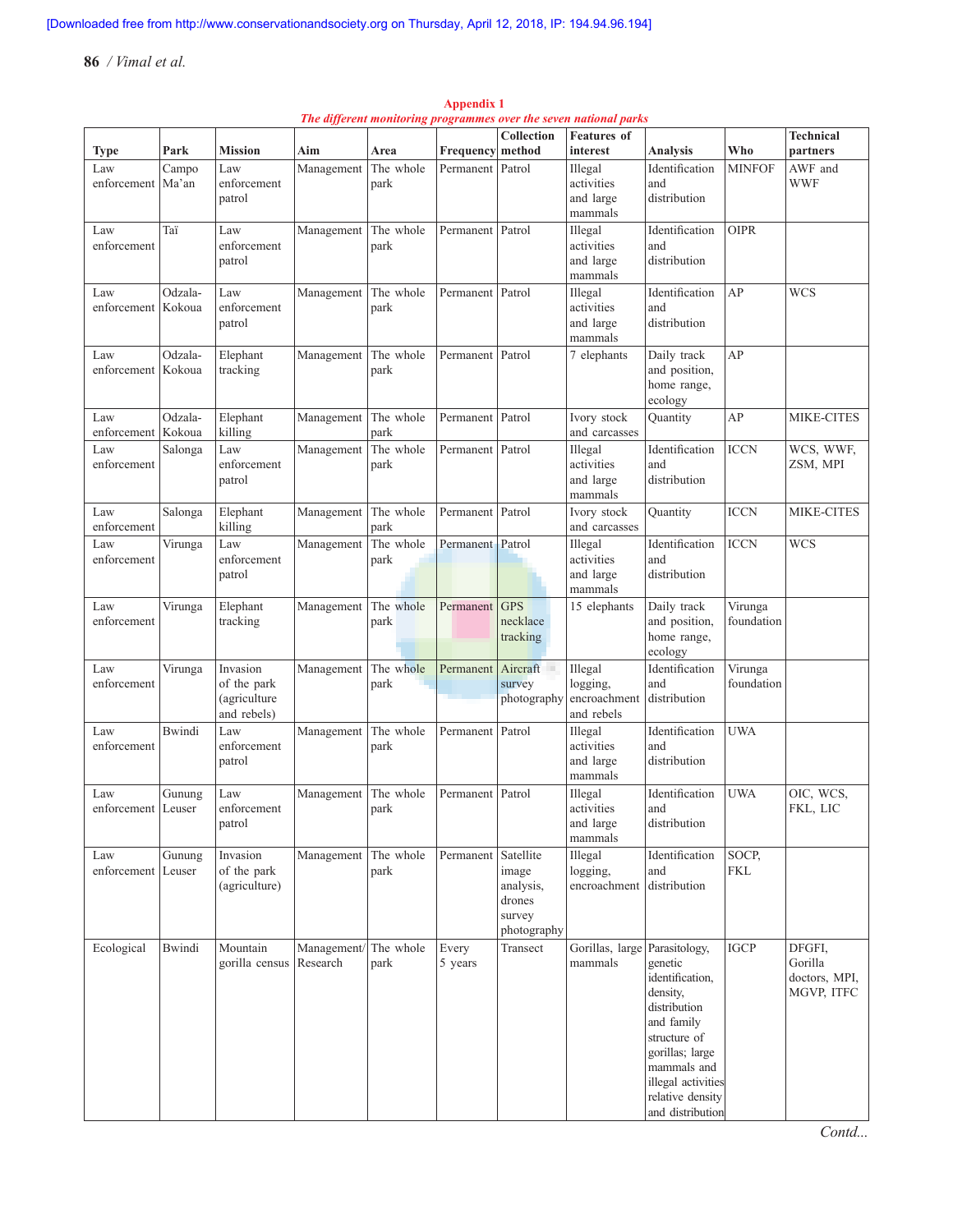## Appendix 1

*The different monitoring programmes over the seven national parks*

| Type | Park | Mission | Aim | Area | Frequency | Collection method | Features of interest | Analysis | Who | Technical partners |
|---|---|---|---|---|---|---|---|---|---|---|
| Law enforcement | Campo Ma'an | Law enforcement patrol | Management | The whole park | Permanent | Patrol | Illegal activities and large mammals | Identification and distribution | MINFOF | AWF and WWF |
| Law enforcement | Taï | Law enforcement patrol | Management | The whole park | Permanent | Patrol | Illegal activities and large mammals | Identification and distribution | OIPR | |
| Law enforcement | Odzala-Kokoua | Law enforcement patrol | Management | The whole park | Permanent | Patrol | Illegal activities and large mammals | Identification and distribution | AP | WCS |
| Law enforcement | Odzala-Kokoua | Elephant tracking | Management | The whole park | Permanent | Patrol | 7 elephants | Daily track and position, home range, ecology | AP | |
| Law enforcement | Odzala-Kokoua | Elephant killing | Management | The whole park | Permanent | Patrol | Ivory stock and carcasses | Quantity | AP | MIKE-CITES |
| Law enforcement | Salonga | Law enforcement patrol | Management | The whole park | Permanent | Patrol | Illegal activities and large mammals | Identification and distribution | ICCN | WCS, WWF, ZSM, MPI |
| Law enforcement | Salonga | Elephant killing | Management | The whole park | Permanent | Patrol | Ivory stock and carcasses | Quantity | ICCN | MIKE-CITES |
| Law enforcement | Virunga | Law enforcement patrol | Management | The whole park | Permanent | Patrol | Illegal activities and large mammals | Identification and distribution | ICCN | WCS |
| Law enforcement | Virunga | Elephant tracking | Management | The whole park | Permanent | GPS necklace tracking | 15 elephants | Daily track and position, home range, ecology | Virunga foundation | |
| Law enforcement | Virunga | Invasion of the park (agriculture and rebels) | Management | The whole park | Permanent | Aircraft survey photography | Illegal logging, encroachment and rebels | Identification and distribution | Virunga foundation | |
| Law enforcement | Bwindi | Law enforcement patrol | Management | The whole park | Permanent | Patrol | Illegal activities and large mammals | Identification and distribution | UWA | |
| Law enforcement | Gunung Leuser | Law enforcement patrol | Management | The whole park | Permanent | Patrol | Illegal activities and large mammals | Identification and distribution | UWA | OIC, WCS, FKL, LIC |
| Law enforcement | Gunung Leuser | Invasion of the park (agriculture) | Management | The whole park | Permanent | Satellite image analysis, drones survey photography | Illegal logging, encroachment | Identification and distribution | SOCP, FKL | |
| Ecological | Bwindi | Mountain gorilla census | Management/ Research | The whole park | Every 5 years | Transect | Gorillas, large mammals | Parasitology, genetic identification, density, distribution and family structure of gorillas; large mammals and illegal activities relative density and distribution | IGCP | DFGFI, Gorilla doctors, MPI, MGVP, ITFC |

*Contd...*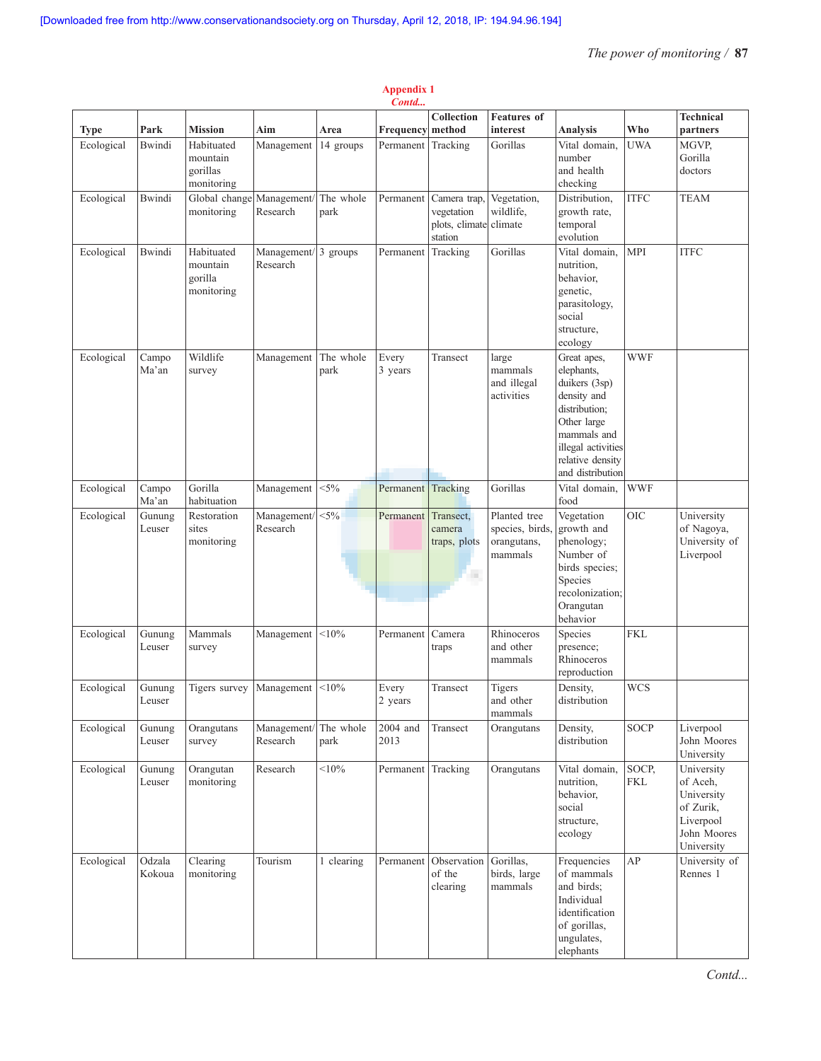**Appendix 1**
*Contd...*

| Type | Park | Mission | Aim | Area | Frequency | Collection method | Features of interest | Analysis | Who | Technical partners |
|---|---|---|---|---|---|---|---|---|---|---|
| Ecological | Bwindi | Habituated mountain gorillas monitoring | Management | 14 groups | Permanent | Tracking | Gorillas | Vital domain, number and health checking | UWA | MGVP, Gorilla doctors |
| Ecological | Bwindi | Global change monitoring | Management/ Research | The whole park | Permanent | Camera trap, vegetation plots, climate station | Vegetation, wildlife, climate | Distribution, growth rate, temporal evolution | ITFC | TEAM |
| Ecological | Bwindi | Habituated mountain gorilla monitoring | Management/ Research | 3 groups | Permanent | Tracking | Gorillas | Vital domain, nutrition, behavior, genetic, parasitology, social structure, ecology | MPI | ITFC |
| Ecological | Campo Ma'an | Wildlife survey | Management | The whole park | Every 3 years | Transect | large mammals and illegal activities | Great apes, elephants, duikers (3sp) density and distribution; Other large mammals and illegal activities relative density and distribution | WWF | |
| Ecological | Campo Ma'an | Gorilla habituation | Management | <5% | Permanent | Tracking | Gorillas | Vital domain, food | WWF | |
| Ecological | Gunung Leuser | Restoration sites monitoring | Management/ Research | <5% | Permanent | Transect, camera traps, plots | Planted tree species, birds, orangutans, mammals | Vegetation growth and phenology; Number of birds species; Species recolonization; Orangutan behavior | OIC | University of Nagoya, University of Liverpool |
| Ecological | Gunung Leuser | Mammals survey | Management | <10% | Permanent | Camera traps | Rhinoceros and other mammals | Species presence; Rhinoceros reproduction | FKL | |
| Ecological | Gunung Leuser | Tigers survey | Management | <10% | Every 2 years | Transect | Tigers and other mammals | Density, distribution | WCS | |
| Ecological | Gunung Leuser | Orangutans survey | Management/ Research | The whole park | 2004 and 2013 | Transect | Orangutans | Density, distribution | SOCP | Liverpool John Moores University |
| Ecological | Gunung Leuser | Orangutan monitoring | Research | <10% | Permanent | Tracking | Orangutans | Vital domain, nutrition, behavior, social structure, ecology | SOCP, FKL | University of Aceh, University of Zurik, Liverpool John Moores University |
| Ecological | Odzala Kokoua | Clearing monitoring | Tourism | 1 clearing | Permanent | Observation of the clearing | Gorillas, birds, large mammals | Frequencies of mammals and birds; Individual identification of gorillas, ungulates, elephants | AP | University of Rennes 1 |

*Contd...*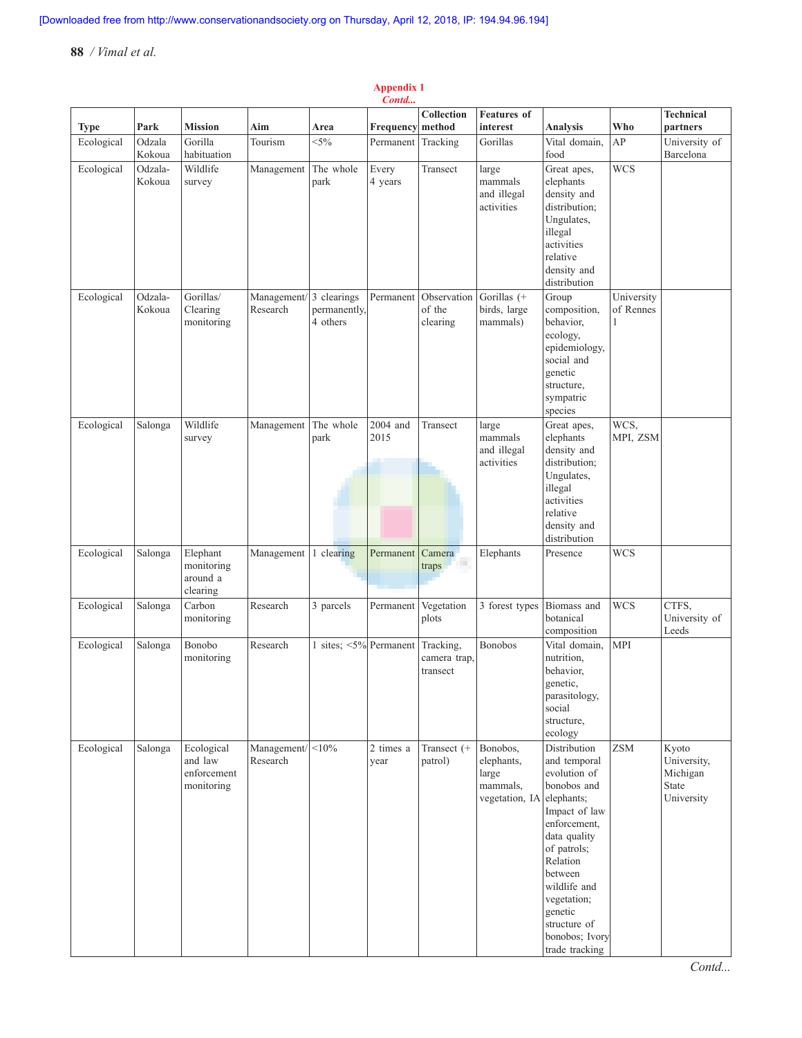**Appendix 1**
*Contd...*

| Type | Park | Mission | Aim | Area | Frequency | Collection method | Features of interest | Analysis | Who | Technical partners |
|---|---|---|---|---|---|---|---|---|---|---|
| Ecological | Odzala Kokoua | Gorilla habituation | Tourism | <5% | Permanent | Tracking | Gorillas | Vital domain, food | AP | University of Barcelona |
| Ecological | Odzala-Kokoua | Wildlife survey | Management | The whole park | Every 4 years | Transect | large mammals and illegal activities | Great apes, elephants density and distribution; Ungulates, illegal activities relative density and distribution | WCS | |
| Ecological | Odzala-Kokoua | Gorillas/ Clearing monitoring | Management/ Research | 3 clearings permanently, 4 others | Permanent | Observation of the clearing | Gorillas (+ birds, large mammals) | Group composition, behavior, ecology, epidemiology, social and genetic structure, sympatric species | University of Rennes 1 | |
| Ecological | Salonga | Wildlife survey | Management | The whole park | 2004 and 2015 | Transect | large mammals and illegal activities | Great apes, elephants density and distribution; Ungulates, illegal activities relative density and distribution | WCS, MPI, ZSM | |
| Ecological | Salonga | Elephant monitoring around a clearing | Management | 1 clearing | Permanent | Camera traps | Elephants | Presence | WCS | |
| Ecological | Salonga | Carbon monitoring | Research | 3 parcels | Permanent | Vegetation plots | 3 forest types | Biomass and botanical composition | WCS | CTFS, University of Leeds |
| Ecological | Salonga | Bonobo monitoring | Research | 1 sites; <5% | Permanent | Tracking, camera trap, transect | Bonobos | Vital domain, nutrition, behavior, genetic, parasitology, social structure, ecology | MPI | |
| Ecological | Salonga | Ecological and law enforcement monitoring | Management/ Research | <10% | 2 times a year | Transect (+ patrol) | Bonobos, elephants, large mammals, vegetation, IA | Distribution and temporal evolution of bonobos and elephants; Impact of law enforcement, data quality of patrols; Relation between wildlife and vegetation; genetic structure of bonobos; Ivory trade tracking | ZSM | Kyoto University, Michigan State University |

*Contd...*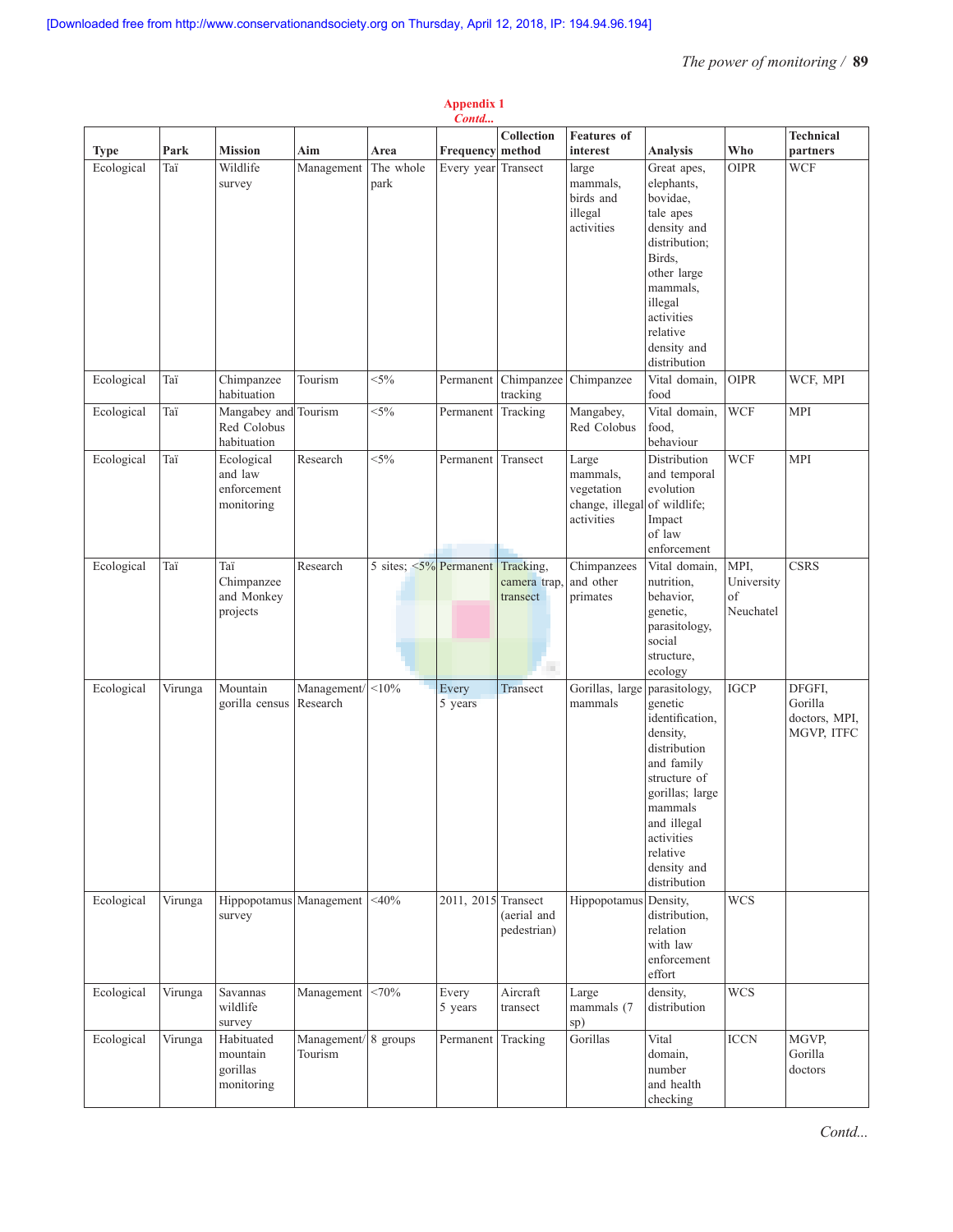**Appendix 1**
*Contd...*

| Type | Park | Mission | Aim | Area | Frequency | Collection method | Features of interest | Analysis | Who | Technical partners |
|---|---|---|---|---|---|---|---|---|---|---|
| Ecological | Taï | Wildlife survey | Management | The whole park | Every year | Transect | large mammals, birds and illegal activities | Great apes, elephants, bovidae, tale apes density and distribution; Birds, other large mammals, illegal activities relative density and distribution | OIPR | WCF |
| Ecological | Taï | Chimpanzee habituation | Tourism | <5% | Permanent | Chimpanzee tracking | Chimpanzee | Vital domain, food | OIPR | WCF, MPI |
| Ecological | Taï | Mangabey and Red Colobus habituation | Tourism | <5% | Permanent | Tracking | Mangabey, Red Colobus | Vital domain, food, behaviour | WCF | MPI |
| Ecological | Taï | Ecological and law enforcement monitoring | Research | <5% | Permanent | Transect | Large mammals, vegetation change, illegal activities | Distribution and temporal evolution of wildlife; Impact of law enforcement | WCF | MPI |
| Ecological | Taï | Taï Chimpanzee and Monkey projects | Research | 5 sites; <5% | Permanent | Tracking, camera trap, transect | Chimpanzees and other primates | Vital domain, nutrition, behavior, genetic, parasitology, social structure, ecology | MPI, University of Neuchatel | CSRS |
| Ecological | Virunga | Mountain gorilla census | Management/ Research | <10% | Every 5 years | Transect | Gorillas, large mammals | parasitology, genetic identification, density, distribution and family structure of gorillas; large mammals and illegal activities relative density and distribution | IGCP | DFGFI, Gorilla doctors, MPI, MGVP, ITFC |
| Ecological | Virunga | Hippopotamus survey | Management | <40% | 2011, 2015 | Transect (aerial and pedestrian) | Hippopotamus | Density, distribution, relation with law enforcement effort | WCS | |
| Ecological | Virunga | Savannas wildlife survey | Management | <70% | Every 5 years | Aircraft transect | Large mammals (7 sp) | density, distribution | WCS | |
| Ecological | Virunga | Habituated mountain gorillas monitoring | Management/ Tourism | 8 groups | Permanent | Tracking | Gorillas | Vital domain, number and health checking | ICCN | MGVP, Gorilla doctors |

*Contd...*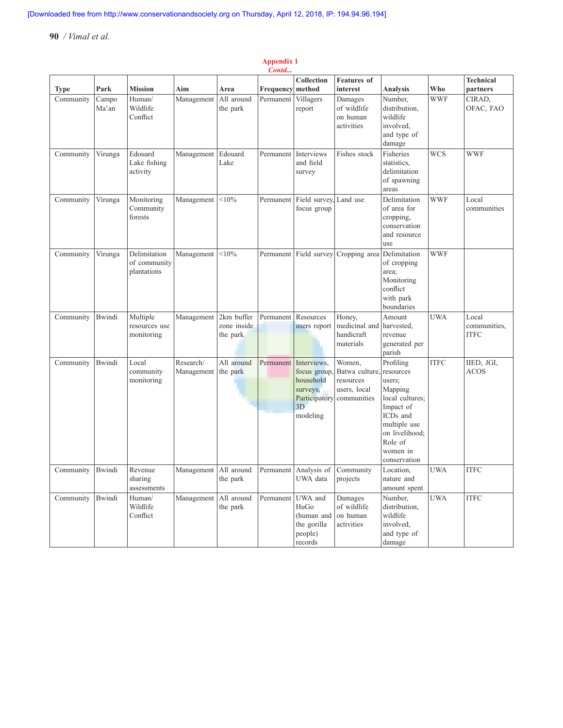**Appendix 1**
*Contd...*

| Type | Park | Mission | Aim | Area | Frequency | Collection method | Features of interest | Analysis | Who | Technical partners |
|---|---|---|---|---|---|---|---|---|---|---|
| Community | Campo Ma'an | Human/ Wildlife Conflict | Management | All around the park | Permanent | Villagers report | Damages of wildlife on human activities | Number, distribution, wildlife involved, and type of damage | WWF | CIRAD, OFAC, FAO |
| Community | Virunga | Edouard Lake fishing activity | Management | Edouard Lake | Permanent | Interviews and field survey | Fishes stock | Fisheries statistics, delimitation of spawning areas | WCS | WWF |
| Community | Virunga | Monitoring Community forests | Management | <10% | Permanent | Field survey, focus group | Land use | Delimitation of area for cropping, conservation and resource use | WWF | Local communities |
| Community | Virunga | Delimitation of community plantations | Management | <10% | Permanent | Field survey | Cropping area | Delimitation of cropping area; Monitoring conflict with park boundaries | WWF | |
| Community | Bwindi | Multiple resources use monitoring | Management | 2km buffer zone inside the park | Permanent | Resources users report | Honey, medicinal and handicraft materials | Amount harvested, revenue generated per parish | UWA | Local communities, ITFC |
| Community | Bwindi | Local community monitoring | Research/ Management | All around the park | Permanent | Interviews, focus group, household surveys, Participatory 3D modeling | Women, Batwa culture, resources users, local communities | Profiling resources users; Mapping local cultures; Impact of ICDs and multiple use on livelihood; Role of women in conservation | ITFC | IIED, JGI, ACOS |
| Community | Bwindi | Revenue sharing assessments | Management | All around the park | Permanent | Analysis of UWA data | Community projects | Location, nature and amount spent | UWA | ITFC |
| Community | Bwindi | Human/ Wildlife Conflict | Management | All around the park | Permanent | UWA and HuGo (human and the gorilla people) records | Damages of wildlife on human activities | Number, distribution, wildlife involved, and type of damage | UWA | ITFC |